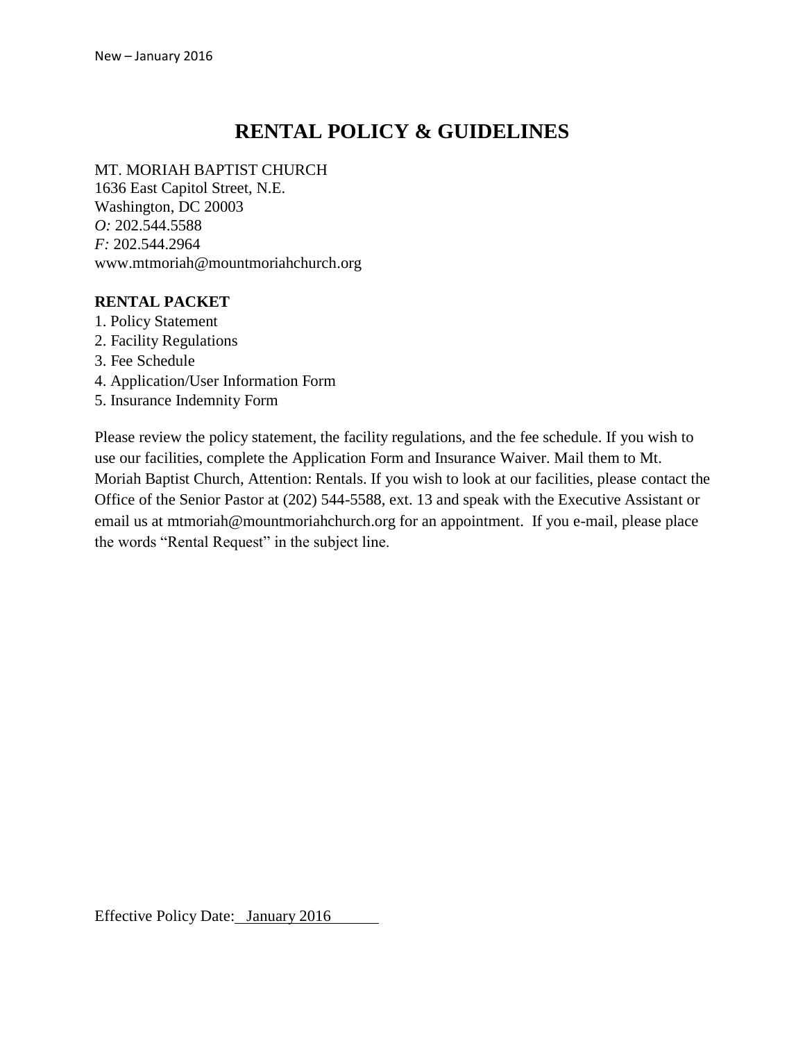New – January 2016

# RENTAL POLICY & GUIDELINES

MT. MORIAH BAPTIST CHURCH
1636 East Capitol Street, N.E.
Washington, DC 20003
*O:* 202.544.5588
*F:* 202.544.2964
www.mtmoriah@mountmoriahchurch.org

**RENTAL PACKET**

1. Policy Statement
2. Facility Regulations
3. Fee Schedule
4. Application/User Information Form
5. Insurance Indemnity Form

Please review the policy statement, the facility regulations, and the fee schedule. If you wish to use our facilities, complete the Application Form and Insurance Waiver. Mail them to Mt. Moriah Baptist Church, Attention: Rentals. If you wish to look at our facilities, please contact the Office of the Senior Pastor at (202) 544-5588, ext. 13 and speak with the Executive Assistant or email us at mtmoriah@mountmoriahchurch.org for an appointment. If you e-mail, please place the words "Rental Request" in the subject line.

Effective Policy Date: January 2016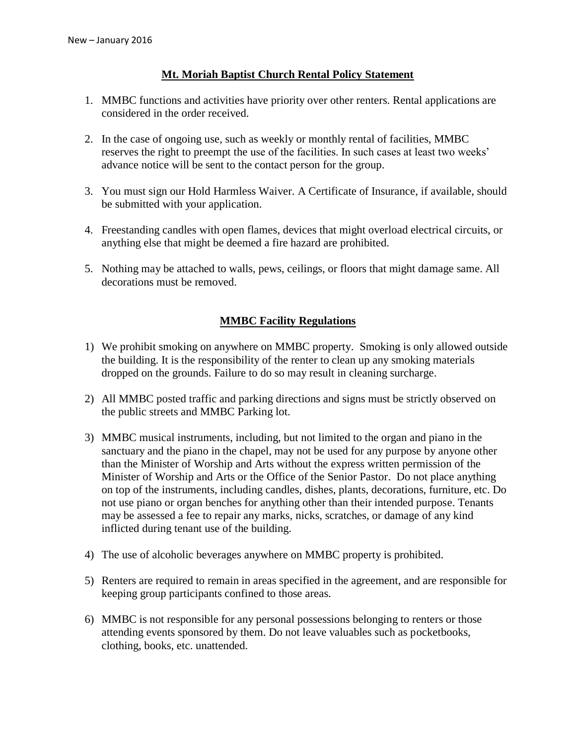New – January 2016

## Mt. Moriah Baptist Church Rental Policy Statement

1. MMBC functions and activities have priority over other renters. Rental applications are considered in the order received.

2. In the case of ongoing use, such as weekly or monthly rental of facilities, MMBC reserves the right to preempt the use of the facilities. In such cases at least two weeks' advance notice will be sent to the contact person for the group.

3. You must sign our Hold Harmless Waiver. A Certificate of Insurance, if available, should be submitted with your application.

4. Freestanding candles with open flames, devices that might overload electrical circuits, or anything else that might be deemed a fire hazard are prohibited.

5. Nothing may be attached to walls, pews, ceilings, or floors that might damage same. All decorations must be removed.

## MMBC Facility Regulations

1) We prohibit smoking on anywhere on MMBC property. Smoking is only allowed outside the building. It is the responsibility of the renter to clean up any smoking materials dropped on the grounds. Failure to do so may result in cleaning surcharge.

2) All MMBC posted traffic and parking directions and signs must be strictly observed on the public streets and MMBC Parking lot.

3) MMBC musical instruments, including, but not limited to the organ and piano in the sanctuary and the piano in the chapel, may not be used for any purpose by anyone other than the Minister of Worship and Arts without the express written permission of the Minister of Worship and Arts or the Office of the Senior Pastor. Do not place anything on top of the instruments, including candles, dishes, plants, decorations, furniture, etc. Do not use piano or organ benches for anything other than their intended purpose. Tenants may be assessed a fee to repair any marks, nicks, scratches, or damage of any kind inflicted during tenant use of the building.

4) The use of alcoholic beverages anywhere on MMBC property is prohibited.

5) Renters are required to remain in areas specified in the agreement, and are responsible for keeping group participants confined to those areas.

6) MMBC is not responsible for any personal possessions belonging to renters or those attending events sponsored by them. Do not leave valuables such as pocketbooks, clothing, books, etc. unattended.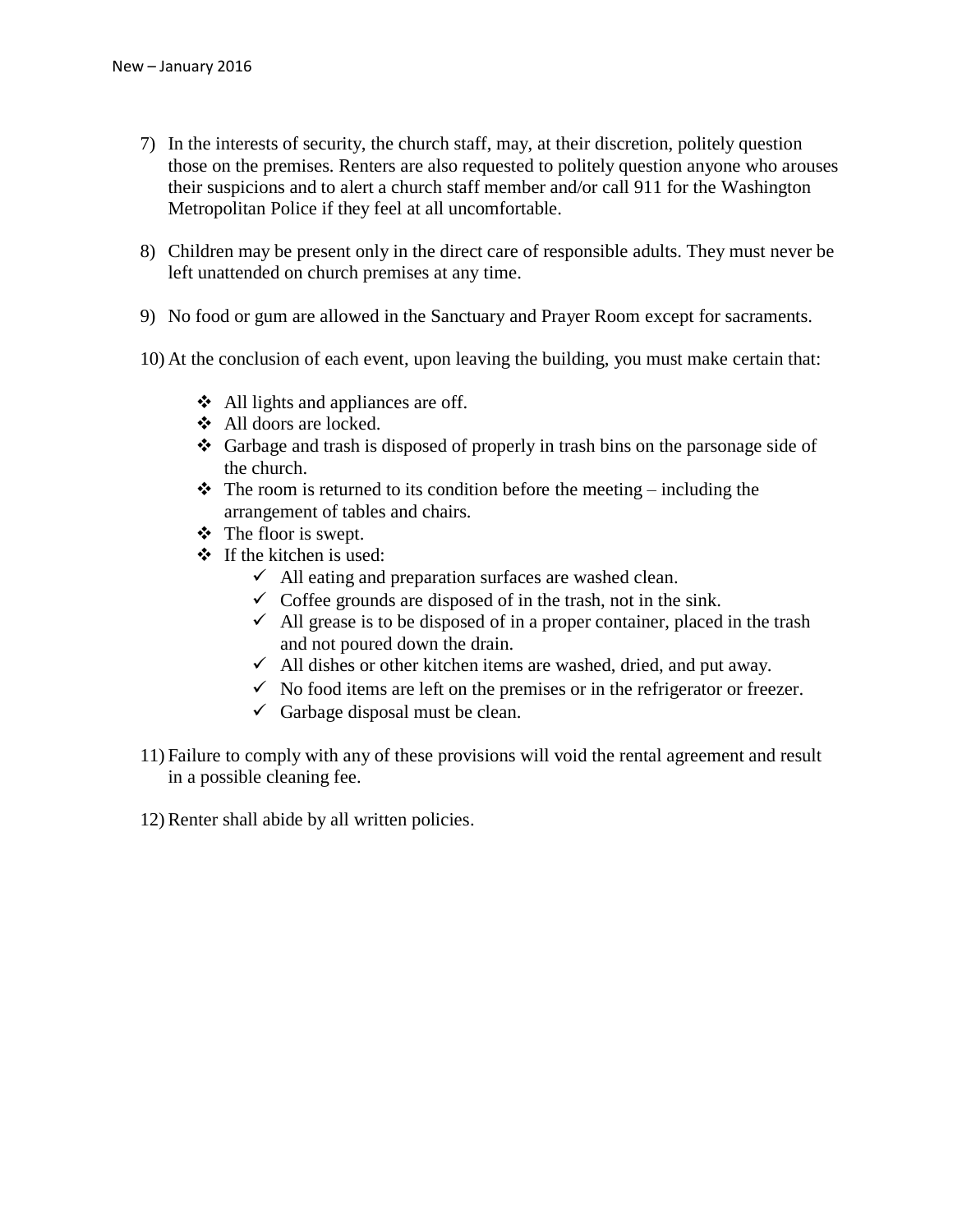7) In the interests of security, the church staff, may, at their discretion, politely question those on the premises. Renters are also requested to politely question anyone who arouses their suspicions and to alert a church staff member and/or call 911 for the Washington Metropolitan Police if they feel at all uncomfortable.

8) Children may be present only in the direct care of responsible adults. They must never be left unattended on church premises at any time.

9) No food or gum are allowed in the Sanctuary and Prayer Room except for sacraments.

10) At the conclusion of each event, upon leaving the building, you must make certain that:

   - All lights and appliances are off.
   - All doors are locked.
   - Garbage and trash is disposed of properly in trash bins on the parsonage side of the church.
   - The room is returned to its condition before the meeting – including the arrangement of tables and chairs.
   - The floor is swept.
   - If the kitchen is used:
     - ✓ All eating and preparation surfaces are washed clean.
     - ✓ Coffee grounds are disposed of in the trash, not in the sink.
     - ✓ All grease is to be disposed of in a proper container, placed in the trash and not poured down the drain.
     - ✓ All dishes or other kitchen items are washed, dried, and put away.
     - ✓ No food items are left on the premises or in the refrigerator or freezer.
     - ✓ Garbage disposal must be clean.

11) Failure to comply with any of these provisions will void the rental agreement and result in a possible cleaning fee.

12) Renter shall abide by all written policies.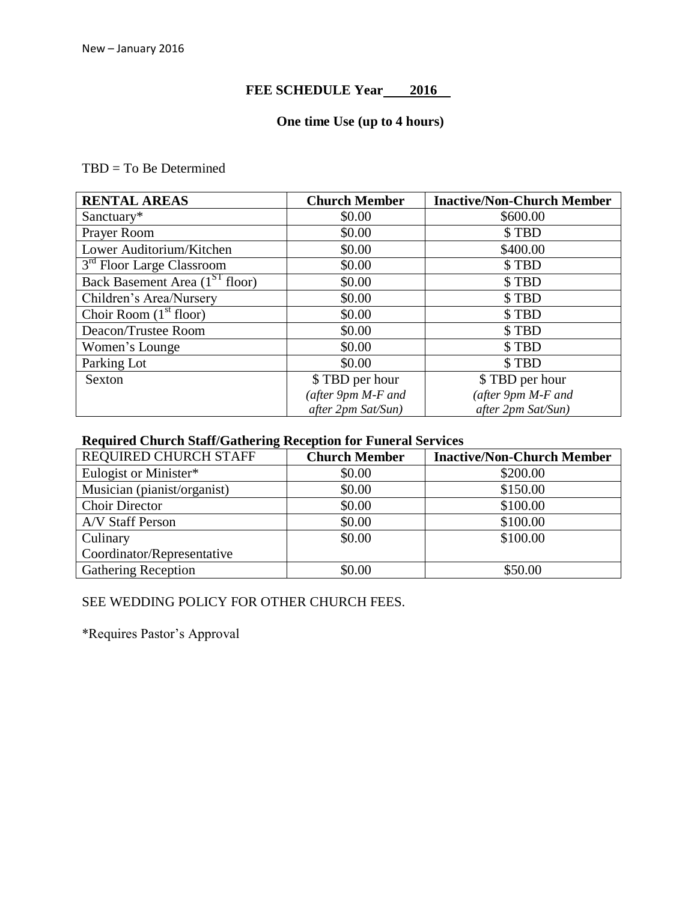New – January 2016

## FEE SCHEDULE Year 2016

### One time Use (up to 4 hours)

TBD = To Be Determined

| RENTAL AREAS | Church Member | Inactive/Non-Church Member |
|---|---|---|
| Sanctuary* | $0.00 | $600.00 |
| Prayer Room | $0.00 | $ TBD |
| Lower Auditorium/Kitchen | $0.00 | $400.00 |
| 3rd Floor Large Classroom | $0.00 | $ TBD |
| Back Basement Area (1ST floor) | $0.00 | $ TBD |
| Children's Area/Nursery | $0.00 | $ TBD |
| Choir Room (1st floor) | $0.00 | $ TBD |
| Deacon/Trustee Room | $0.00 | $ TBD |
| Women's Lounge | $0.00 | $ TBD |
| Parking Lot | $0.00 | $ TBD |
| Sexton | $ TBD per hour *(after 9pm M-F and after 2pm Sat/Sun)* | $ TBD per hour *(after 9pm M-F and after 2pm Sat/Sun)* |

**Required Church Staff/Gathering Reception for Funeral Services**

| REQUIRED CHURCH STAFF | Church Member | Inactive/Non-Church Member |
|---|---|---|
| Eulogist or Minister* | $0.00 | $200.00 |
| Musician (pianist/organist) | $0.00 | $150.00 |
| Choir Director | $0.00 | $100.00 |
| A/V Staff Person | $0.00 | $100.00 |
| Culinary Coordinator/Representative | $0.00 | $100.00 |
| Gathering Reception | $0.00 | $50.00 |

SEE WEDDING POLICY FOR OTHER CHURCH FEES.

*Requires Pastor's Approval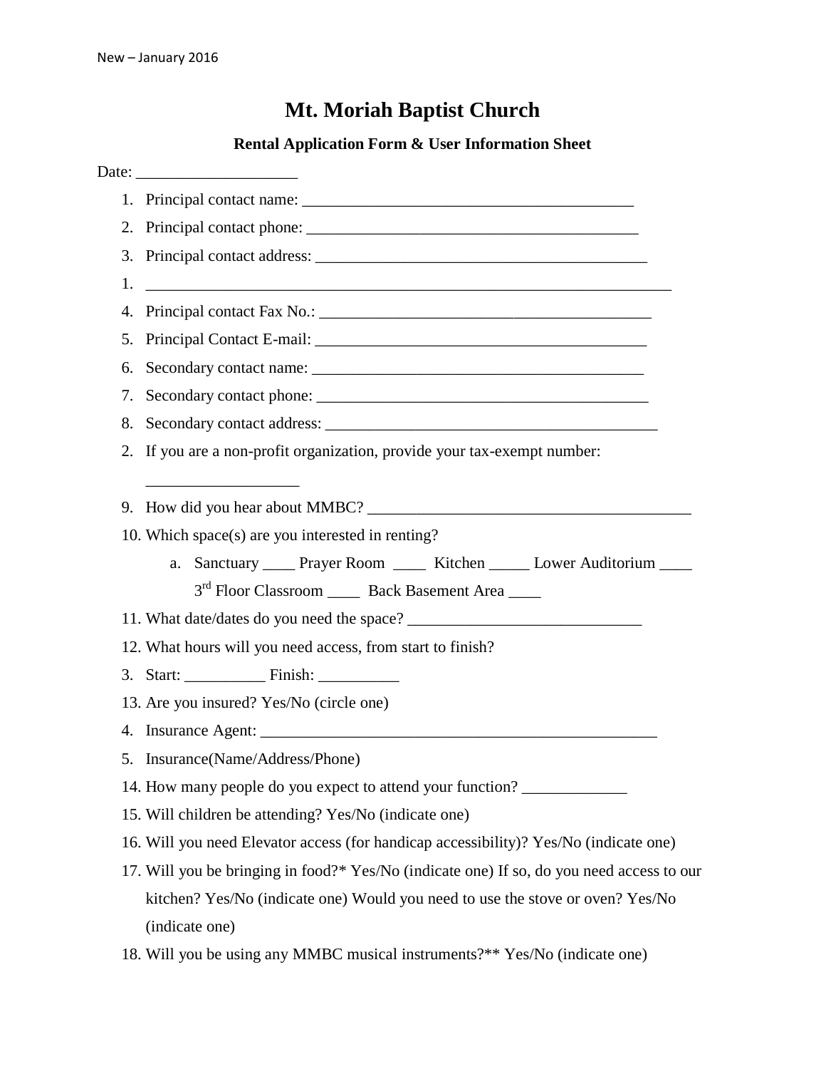# Mt. Moriah Baptist Church

### Rental Application Form & User Information Sheet

Date: ___________________

1. Principal contact name: ________________________________________
2. Principal contact phone: ________________________________________
3. Principal contact address: ________________________________________
1. ____________________________________________________________
4. Principal contact Fax No.: ________________________________________
5. Principal Contact E-mail: ________________________________________
6. Secondary contact name: ________________________________________
7. Secondary contact phone: ________________________________________
8. Secondary contact address: ________________________________________
2. If you are a non-profit organization, provide your tax-exempt number: ___________________
9. How did you hear about MMBC? ________________________________________
10. Which space(s) are you interested in renting?
    a. Sanctuary ____ Prayer Room ____ Kitchen _____ Lower Auditorium ____ 3rd Floor Classroom ____ Back Basement Area ____
11. What date/dates do you need the space? ____________________________
12. What hours will you need access, from start to finish?
3. Start: __________ Finish: __________
13. Are you insured? Yes/No (circle one)
4. Insurance Agent: __________________________________________________
5. Insurance(Name/Address/Phone)
14. How many people do you expect to attend your function? _____________
15. Will children be attending? Yes/No (indicate one)
16. Will you need Elevator access (for handicap accessibility)? Yes/No (indicate one)
17. Will you be bringing in food?* Yes/No (indicate one) If so, do you need access to our kitchen? Yes/No (indicate one) Would you need to use the stove or oven? Yes/No (indicate one)
18. Will you be using any MMBC musical instruments?** Yes/No (indicate one)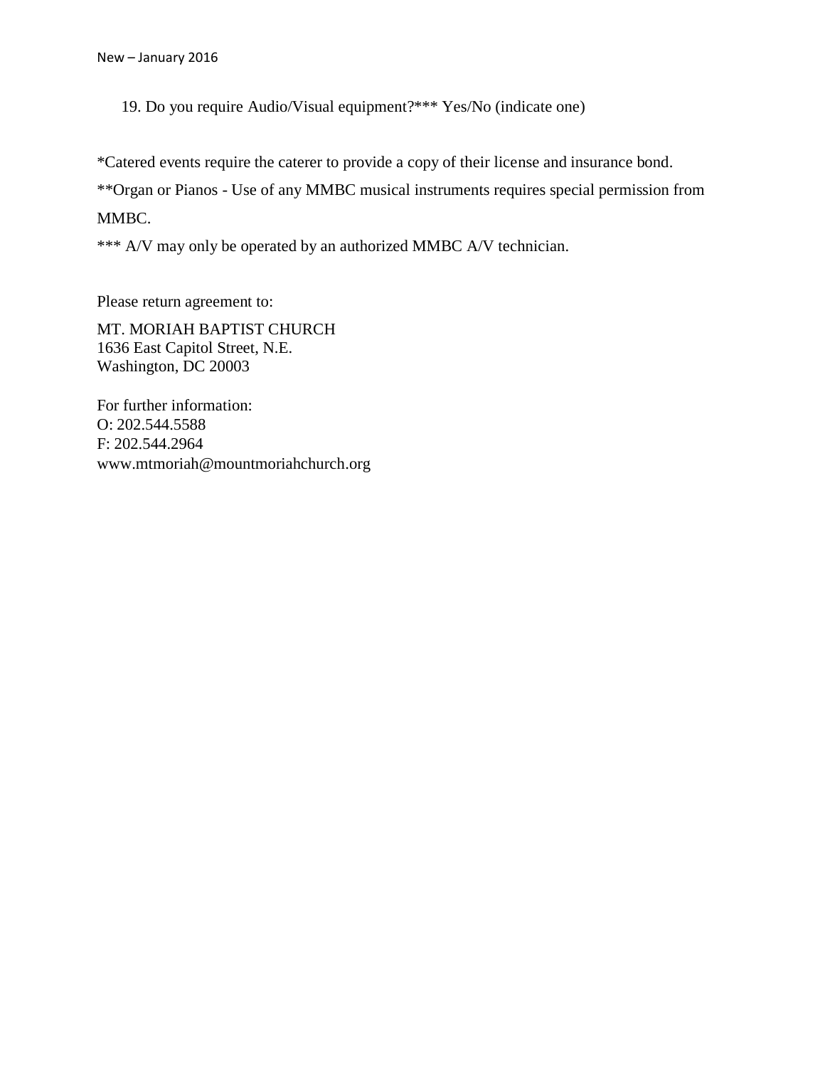19. Do you require Audio/Visual equipment?*** Yes/No (indicate one)

*Catered events require the caterer to provide a copy of their license and insurance bond.

**Organ or Pianos - Use of any MMBC musical instruments requires special permission from MMBC.

*** A/V may only be operated by an authorized MMBC A/V technician.

Please return agreement to:

MT. MORIAH BAPTIST CHURCH
1636 East Capitol Street, N.E.
Washington, DC 20003

For further information:
O: 202.544.5588
F: 202.544.2964
www.mtmoriah@mountmoriahchurch.org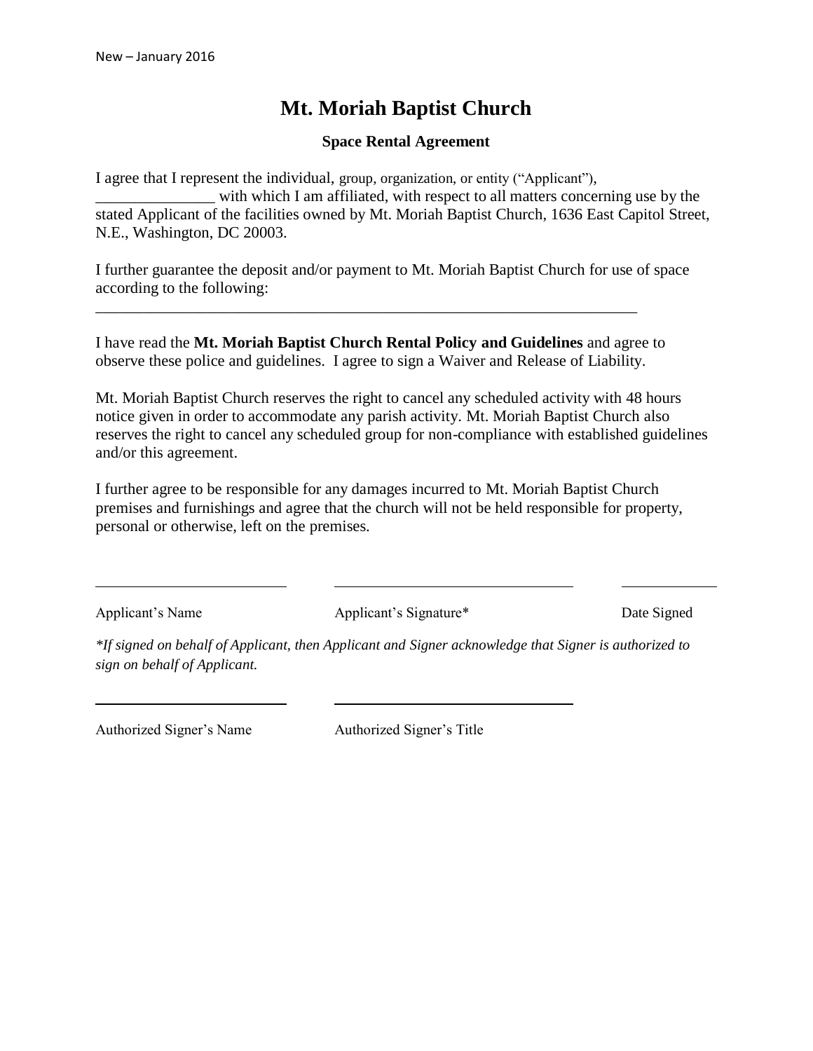New – January 2016

# Mt. Moriah Baptist Church

## Space Rental Agreement

I agree that I represent the individual, group, organization, or entity ("Applicant"), _______________ with which I am affiliated, with respect to all matters concerning use by the stated Applicant of the facilities owned by Mt. Moriah Baptist Church, 1636 East Capitol Street, N.E., Washington, DC 20003.

I further guarantee the deposit and/or payment to Mt. Moriah Baptist Church for use of space according to the following: ______________________________________________________________________

I have read the **Mt. Moriah Baptist Church Rental Policy and Guidelines** and agree to observe these police and guidelines. I agree to sign a Waiver and Release of Liability.

Mt. Moriah Baptist Church reserves the right to cancel any scheduled activity with 48 hours notice given in order to accommodate any parish activity. Mt. Moriah Baptist Church also reserves the right to cancel any scheduled group for non-compliance with established guidelines and/or this agreement.

I further agree to be responsible for any damages incurred to Mt. Moriah Baptist Church premises and furnishings and agree that the church will not be held responsible for property, personal or otherwise, left on the premises.

_________________________ _______________________________ ____________

Applicant's Name Applicant's Signature* Date Signed

*\*If signed on behalf of Applicant, then Applicant and Signer acknowledge that Signer is authorized to sign on behalf of Applicant.*

_________________________ _______________________________

Authorized Signer's Name Authorized Signer's Title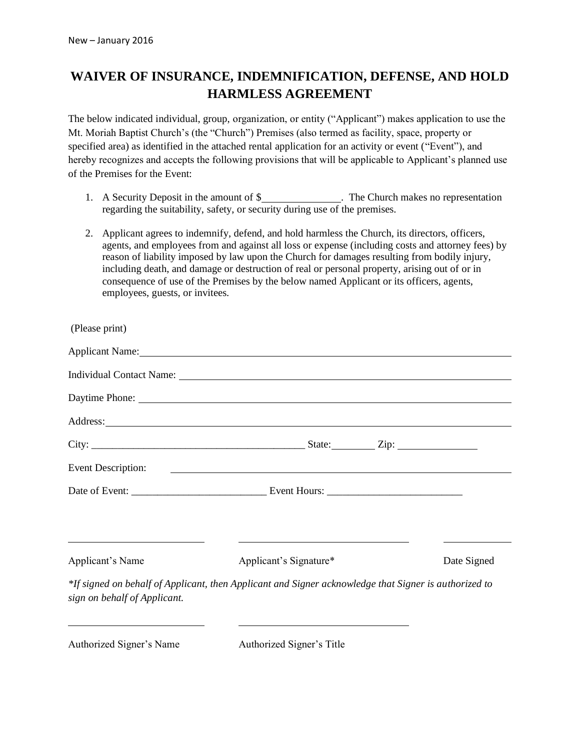New – January 2016

# WAIVER OF INSURANCE, INDEMNIFICATION, DEFENSE, AND HOLD HARMLESS AGREEMENT

The below indicated individual, group, organization, or entity ("Applicant") makes application to use the Mt. Moriah Baptist Church's (the "Church") Premises (also termed as facility, space, property or specified area) as identified in the attached rental application for an activity or event ("Event"), and hereby recognizes and accepts the following provisions that will be applicable to Applicant's planned use of the Premises for the Event:

1. A Security Deposit in the amount of $_______________. The Church makes no representation regarding the suitability, safety, or security during use of the premises.

2. Applicant agrees to indemnify, defend, and hold harmless the Church, its directors, officers, agents, and employees from and against all loss or expense (including costs and attorney fees) by reason of liability imposed by law upon the Church for damages resulting from bodily injury, including death, and damage or destruction of real or personal property, arising out of or in consequence of use of the Premises by the below named Applicant or its officers, agents, employees, guests, or invitees.

(Please print)

Applicant Name: ______________________________________________

Individual Contact Name: ______________________________________________

Daytime Phone: ______________________________________________

Address: ______________________________________________

City: __________________________________________ State: ________ Zip: _______________

Event Description: ______________________________________________

Date of Event: _________________________ Event Hours: _________________________

__________________________ __________________________________ _____________

Applicant's Name Applicant's Signature* Date Signed

*\*If signed on behalf of Applicant, then Applicant and Signer acknowledge that Signer is authorized to sign on behalf of Applicant.*

__________________________ __________________________________

Authorized Signer's Name Authorized Signer's Title